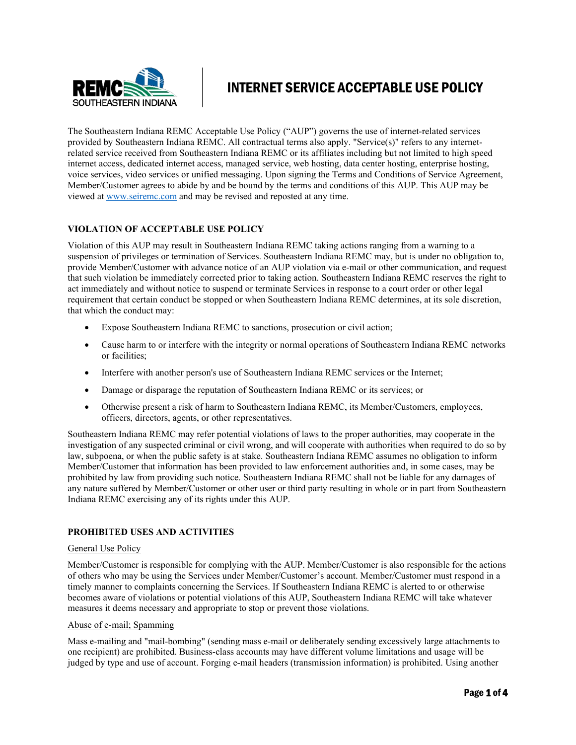# INTERNET SERVICE ACCEPTABLE USE POLICY

The Southeastern Indiana REMC Acceptable Use Policy ("AUP") governs the use of internet-related services provided by Southeastern Indiana REMC. All contractual terms also apply. "Service(s)" refers to any internet-related service received from Southeastern Indiana REMC or its affiliates including but not limited to high speed internet access, dedicated internet access, managed service, web hosting, data center hosting, enterprise hosting, voice services, video services or unified messaging. Upon signing the Terms and Conditions of Service Agreement, Member/Customer agrees to abide by and be bound by the terms and conditions of this AUP. This AUP may be viewed at www.seiremc.com and may be revised and reposted at any time.

## VIOLATION OF ACCEPTABLE USE POLICY

Violation of this AUP may result in Southeastern Indiana REMC taking actions ranging from a warning to a suspension of privileges or termination of Services. Southeastern Indiana REMC may, but is under no obligation to, provide Member/Customer with advance notice of an AUP violation via e-mail or other communication, and request that such violation be immediately corrected prior to taking action. Southeastern Indiana REMC reserves the right to act immediately and without notice to suspend or terminate Services in response to a court order or other legal requirement that certain conduct be stopped or when Southeastern Indiana REMC determines, at its sole discretion, that which the conduct may:

- Expose Southeastern Indiana REMC to sanctions, prosecution or civil action;
- Cause harm to or interfere with the integrity or normal operations of Southeastern Indiana REMC networks or facilities;
- Interfere with another person's use of Southeastern Indiana REMC services or the Internet;
- Damage or disparage the reputation of Southeastern Indiana REMC or its services; or
- Otherwise present a risk of harm to Southeastern Indiana REMC, its Member/Customers, employees, officers, directors, agents, or other representatives.

Southeastern Indiana REMC may refer potential violations of laws to the proper authorities, may cooperate in the investigation of any suspected criminal or civil wrong, and will cooperate with authorities when required to do so by law, subpoena, or when the public safety is at stake. Southeastern Indiana REMC assumes no obligation to inform Member/Customer that information has been provided to law enforcement authorities and, in some cases, may be prohibited by law from providing such notice. Southeastern Indiana REMC shall not be liable for any damages of any nature suffered by Member/Customer or other user or third party resulting in whole or in part from Southeastern Indiana REMC exercising any of its rights under this AUP.

## PROHIBITED USES AND ACTIVITIES

### General Use Policy

Member/Customer is responsible for complying with the AUP. Member/Customer is also responsible for the actions of others who may be using the Services under Member/Customer's account. Member/Customer must respond in a timely manner to complaints concerning the Services. If Southeastern Indiana REMC is alerted to or otherwise becomes aware of violations or potential violations of this AUP, Southeastern Indiana REMC will take whatever measures it deems necessary and appropriate to stop or prevent those violations.

### Abuse of e-mail; Spamming

Mass e-mailing and "mail-bombing" (sending mass e-mail or deliberately sending excessively large attachments to one recipient) are prohibited. Business-class accounts may have different volume limitations and usage will be judged by type and use of account. Forging e-mail headers (transmission information) is prohibited. Using another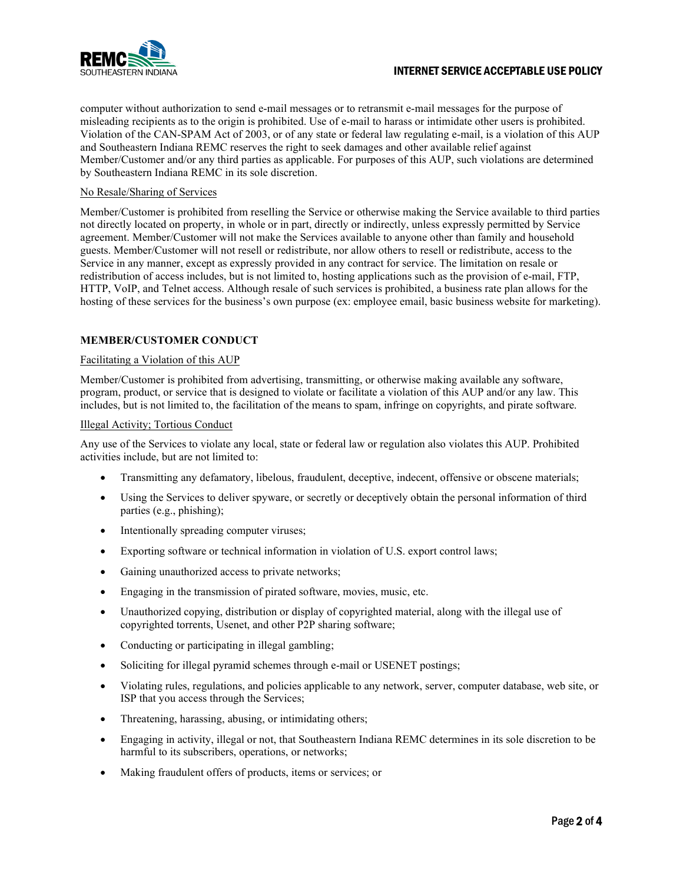computer without authorization to send e-mail messages or to retransmit e-mail messages for the purpose of misleading recipients as to the origin is prohibited. Use of e-mail to harass or intimidate other users is prohibited. Violation of the CAN-SPAM Act of 2003, or of any state or federal law regulating e-mail, is a violation of this AUP and Southeastern Indiana REMC reserves the right to seek damages and other available relief against Member/Customer and/or any third parties as applicable. For purposes of this AUP, such violations are determined by Southeastern Indiana REMC in its sole discretion.

<u>No Resale/Sharing of Services</u>

Member/Customer is prohibited from reselling the Service or otherwise making the Service available to third parties not directly located on property, in whole or in part, directly or indirectly, unless expressly permitted by Service agreement. Member/Customer will not make the Services available to anyone other than family and household guests. Member/Customer will not resell or redistribute, nor allow others to resell or redistribute, access to the Service in any manner, except as expressly provided in any contract for service. The limitation on resale or redistribution of access includes, but is not limited to, hosting applications such as the provision of e-mail, FTP, HTTP, VoIP, and Telnet access. Although resale of such services is prohibited, a business rate plan allows for the hosting of these services for the business's own purpose (ex: employee email, basic business website for marketing).

## MEMBER/CUSTOMER CONDUCT

<u>Facilitating a Violation of this AUP</u>

Member/Customer is prohibited from advertising, transmitting, or otherwise making available any software, program, product, or service that is designed to violate or facilitate a violation of this AUP and/or any law. This includes, but is not limited to, the facilitation of the means to spam, infringe on copyrights, and pirate software.

<u>Illegal Activity; Tortious Conduct</u>

Any use of the Services to violate any local, state or federal law or regulation also violates this AUP. Prohibited activities include, but are not limited to:

- Transmitting any defamatory, libelous, fraudulent, deceptive, indecent, offensive or obscene materials;
- Using the Services to deliver spyware, or secretly or deceptively obtain the personal information of third parties (e.g., phishing);
- Intentionally spreading computer viruses;
- Exporting software or technical information in violation of U.S. export control laws;
- Gaining unauthorized access to private networks;
- Engaging in the transmission of pirated software, movies, music, etc.
- Unauthorized copying, distribution or display of copyrighted material, along with the illegal use of copyrighted torrents, Usenet, and other P2P sharing software;
- Conducting or participating in illegal gambling;
- Soliciting for illegal pyramid schemes through e-mail or USENET postings;
- Violating rules, regulations, and policies applicable to any network, server, computer database, web site, or ISP that you access through the Services;
- Threatening, harassing, abusing, or intimidating others;
- Engaging in activity, illegal or not, that Southeastern Indiana REMC determines in its sole discretion to be harmful to its subscribers, operations, or networks;
- Making fraudulent offers of products, items or services; or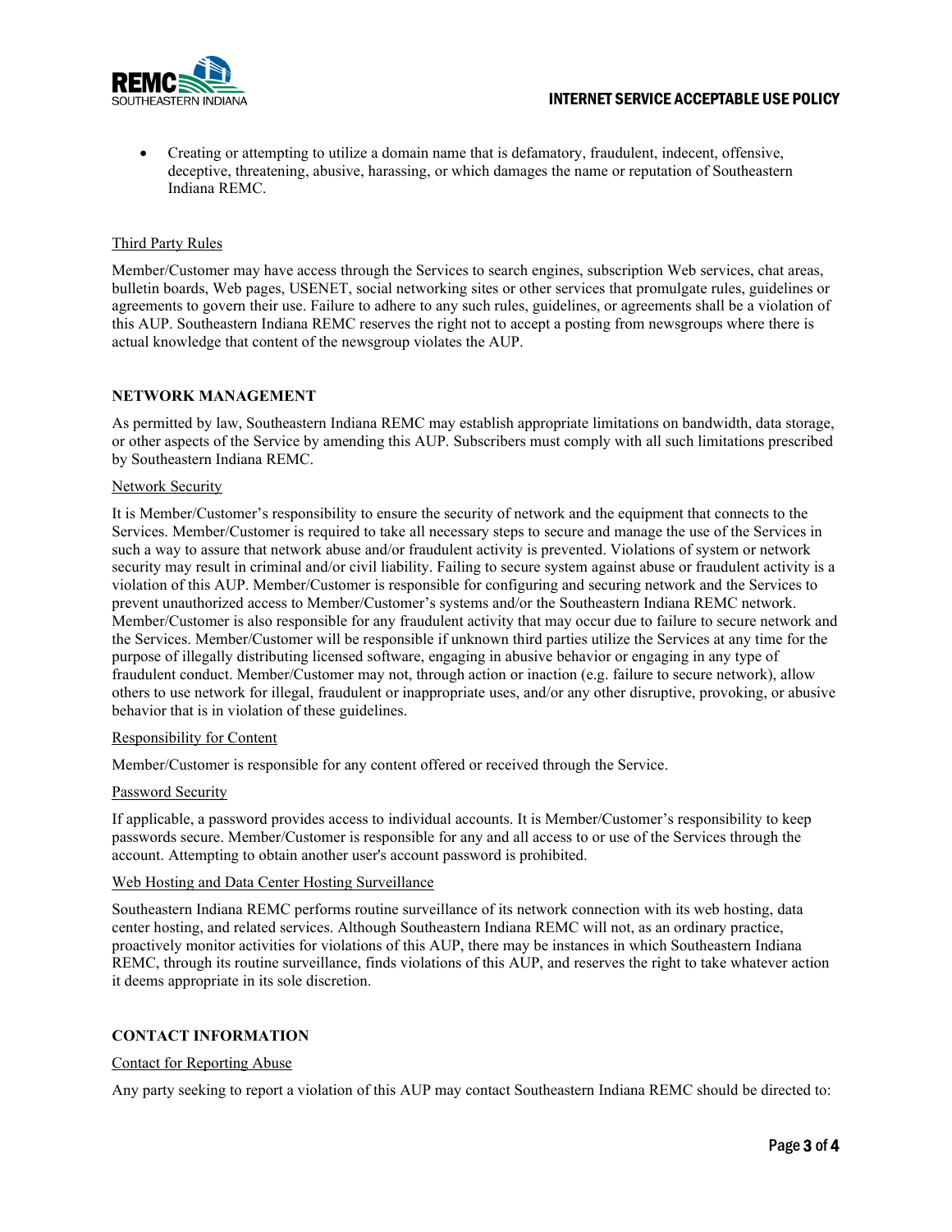- Creating or attempting to utilize a domain name that is defamatory, fraudulent, indecent, offensive, deceptive, threatening, abusive, harassing, or which damages the name or reputation of Southeastern Indiana REMC.

<u>Third Party Rules</u>

Member/Customer may have access through the Services to search engines, subscription Web services, chat areas, bulletin boards, Web pages, USENET, social networking sites or other services that promulgate rules, guidelines or agreements to govern their use. Failure to adhere to any such rules, guidelines, or agreements shall be a violation of this AUP. Southeastern Indiana REMC reserves the right not to accept a posting from newsgroups where there is actual knowledge that content of the newsgroup violates the AUP.

## NETWORK MANAGEMENT

As permitted by law, Southeastern Indiana REMC may establish appropriate limitations on bandwidth, data storage, or other aspects of the Service by amending this AUP. Subscribers must comply with all such limitations prescribed by Southeastern Indiana REMC.

<u>Network Security</u>

It is Member/Customer's responsibility to ensure the security of network and the equipment that connects to the Services. Member/Customer is required to take all necessary steps to secure and manage the use of the Services in such a way to assure that network abuse and/or fraudulent activity is prevented. Violations of system or network security may result in criminal and/or civil liability. Failing to secure system against abuse or fraudulent activity is a violation of this AUP. Member/Customer is responsible for configuring and securing network and the Services to prevent unauthorized access to Member/Customer's systems and/or the Southeastern Indiana REMC network. Member/Customer is also responsible for any fraudulent activity that may occur due to failure to secure network and the Services. Member/Customer will be responsible if unknown third parties utilize the Services at any time for the purpose of illegally distributing licensed software, engaging in abusive behavior or engaging in any type of fraudulent conduct. Member/Customer may not, through action or inaction (e.g. failure to secure network), allow others to use network for illegal, fraudulent or inappropriate uses, and/or any other disruptive, provoking, or abusive behavior that is in violation of these guidelines.

<u>Responsibility for Content</u>

Member/Customer is responsible for any content offered or received through the Service.

<u>Password Security</u>

If applicable, a password provides access to individual accounts. It is Member/Customer's responsibility to keep passwords secure. Member/Customer is responsible for any and all access to or use of the Services through the account. Attempting to obtain another user's account password is prohibited.

<u>Web Hosting and Data Center Hosting Surveillance</u>

Southeastern Indiana REMC performs routine surveillance of its network connection with its web hosting, data center hosting, and related services. Although Southeastern Indiana REMC will not, as an ordinary practice, proactively monitor activities for violations of this AUP, there may be instances in which Southeastern Indiana REMC, through its routine surveillance, finds violations of this AUP, and reserves the right to take whatever action it deems appropriate in its sole discretion.

## CONTACT INFORMATION

<u>Contact for Reporting Abuse</u>

Any party seeking to report a violation of this AUP may contact Southeastern Indiana REMC should be directed to: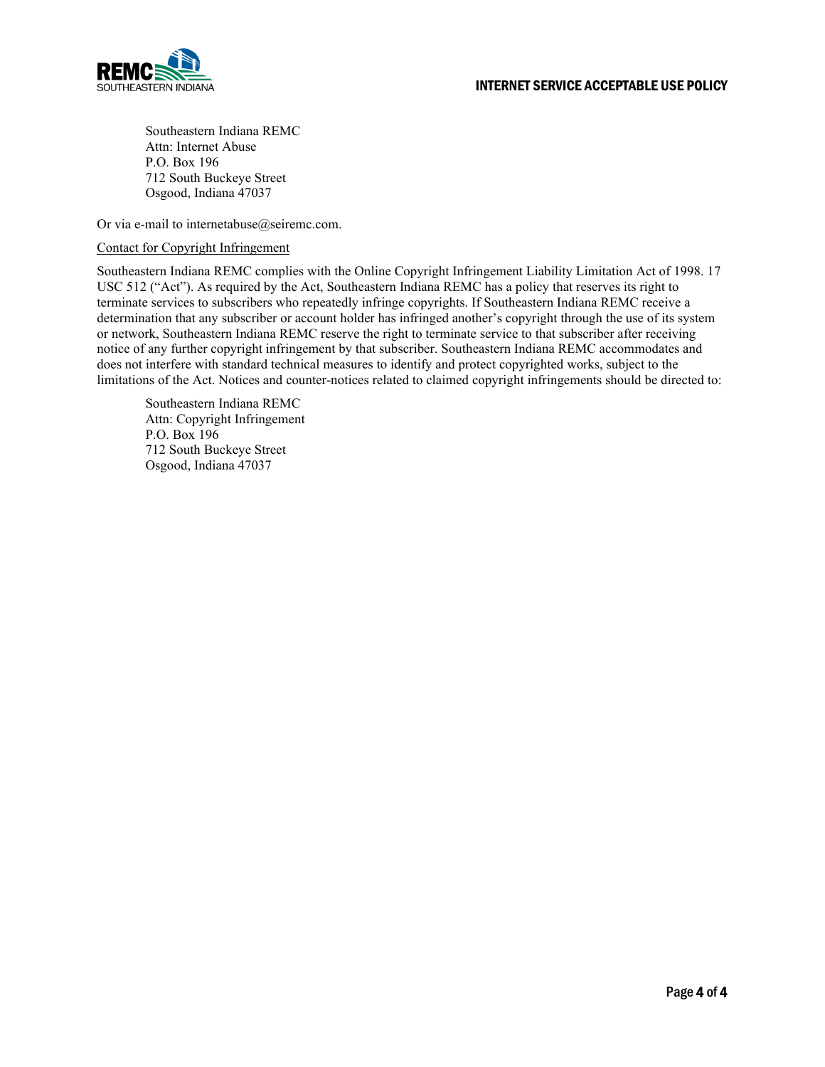Southeastern Indiana REMC
Attn: Internet Abuse
P.O. Box 196
712 South Buckeye Street
Osgood, Indiana 47037

Or via e-mail to internetabuse@seiremc.com.

<u>Contact for Copyright Infringement</u>

Southeastern Indiana REMC complies with the Online Copyright Infringement Liability Limitation Act of 1998. 17 USC 512 ("Act"). As required by the Act, Southeastern Indiana REMC has a policy that reserves its right to terminate services to subscribers who repeatedly infringe copyrights. If Southeastern Indiana REMC receive a determination that any subscriber or account holder has infringed another's copyright through the use of its system or network, Southeastern Indiana REMC reserve the right to terminate service to that subscriber after receiving notice of any further copyright infringement by that subscriber. Southeastern Indiana REMC accommodates and does not interfere with standard technical measures to identify and protect copyrighted works, subject to the limitations of the Act. Notices and counter-notices related to claimed copyright infringements should be directed to:

Southeastern Indiana REMC
Attn: Copyright Infringement
P.O. Box 196
712 South Buckeye Street
Osgood, Indiana 47037